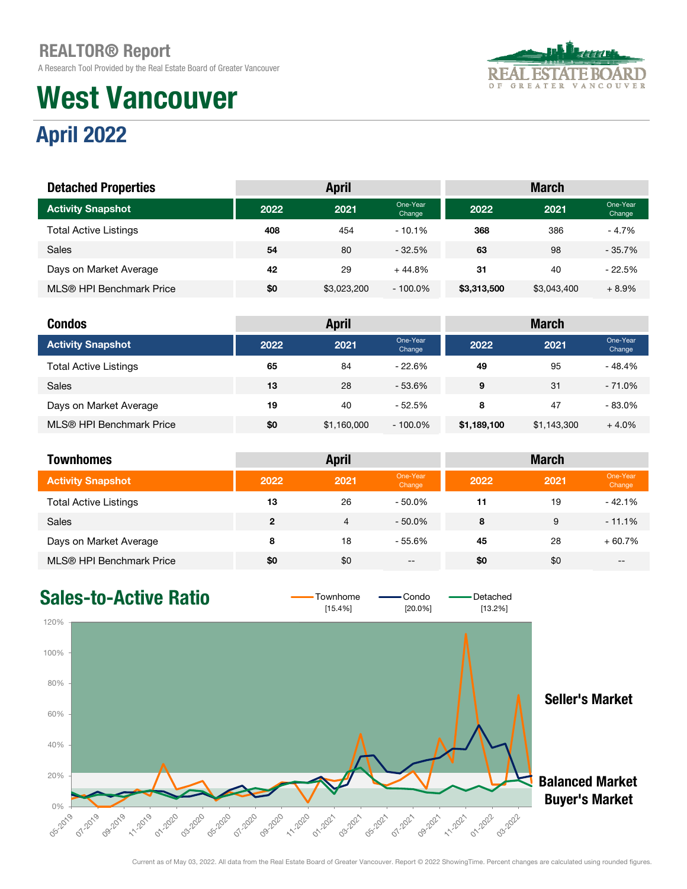# REALTOR® Report

A Research Tool Provided by the Real Estate Board of Greater Vancouver

# West Vancouver

## April 2022

| Detached Properties | April | | | March | | |
|---|---|---|---|---|---|---|
| Activity Snapshot | 2022 | 2021 | One-Year Change | 2022 | 2021 | One-Year Change |
| Total Active Listings | 408 | 454 | - 10.1% | 368 | 386 | - 4.7% |
| Sales | 54 | 80 | - 32.5% | 63 | 98 | - 35.7% |
| Days on Market Average | 42 | 29 | + 44.8% | 31 | 40 | - 22.5% |
| MLS® HPI Benchmark Price | $0 | $3,023,200 | - 100.0% | $3,313,500 | $3,043,400 | + 8.9% |

| Condos | April | | | March | | |
|---|---|---|---|---|---|---|
| Activity Snapshot | 2022 | 2021 | One-Year Change | 2022 | 2021 | One-Year Change |
| Total Active Listings | 65 | 84 | - 22.6% | 49 | 95 | - 48.4% |
| Sales | 13 | 28 | - 53.6% | 9 | 31 | - 71.0% |
| Days on Market Average | 19 | 40 | - 52.5% | 8 | 47 | - 83.0% |
| MLS® HPI Benchmark Price | $0 | $1,160,000 | - 100.0% | $1,189,100 | $1,143,300 | + 4.0% |

| Townhomes | April | | | March | | |
|---|---|---|---|---|---|---|
| Activity Snapshot | 2022 | 2021 | One-Year Change | 2022 | 2021 | One-Year Change |
| Total Active Listings | 13 | 26 | - 50.0% | 11 | 19 | - 42.1% |
| Sales | 2 | 4 | - 50.0% | 8 | 9 | - 11.1% |
| Days on Market Average | 8 | 18 | - 55.6% | 45 | 28 | + 60.7% |
| MLS® HPI Benchmark Price | $0 | $0 | -- | $0 | $0 | -- |

## Sales-to-Active Ratio

Townhome [15.4%] | Condo [20.0%] | Detached [13.2%]

Seller's Market

Balanced Market

Buyer's Market

Current as of May 03, 2022. All data from the Real Estate Board of Greater Vancouver. Report © 2022 ShowingTime. Percent changes are calculated using rounded figures.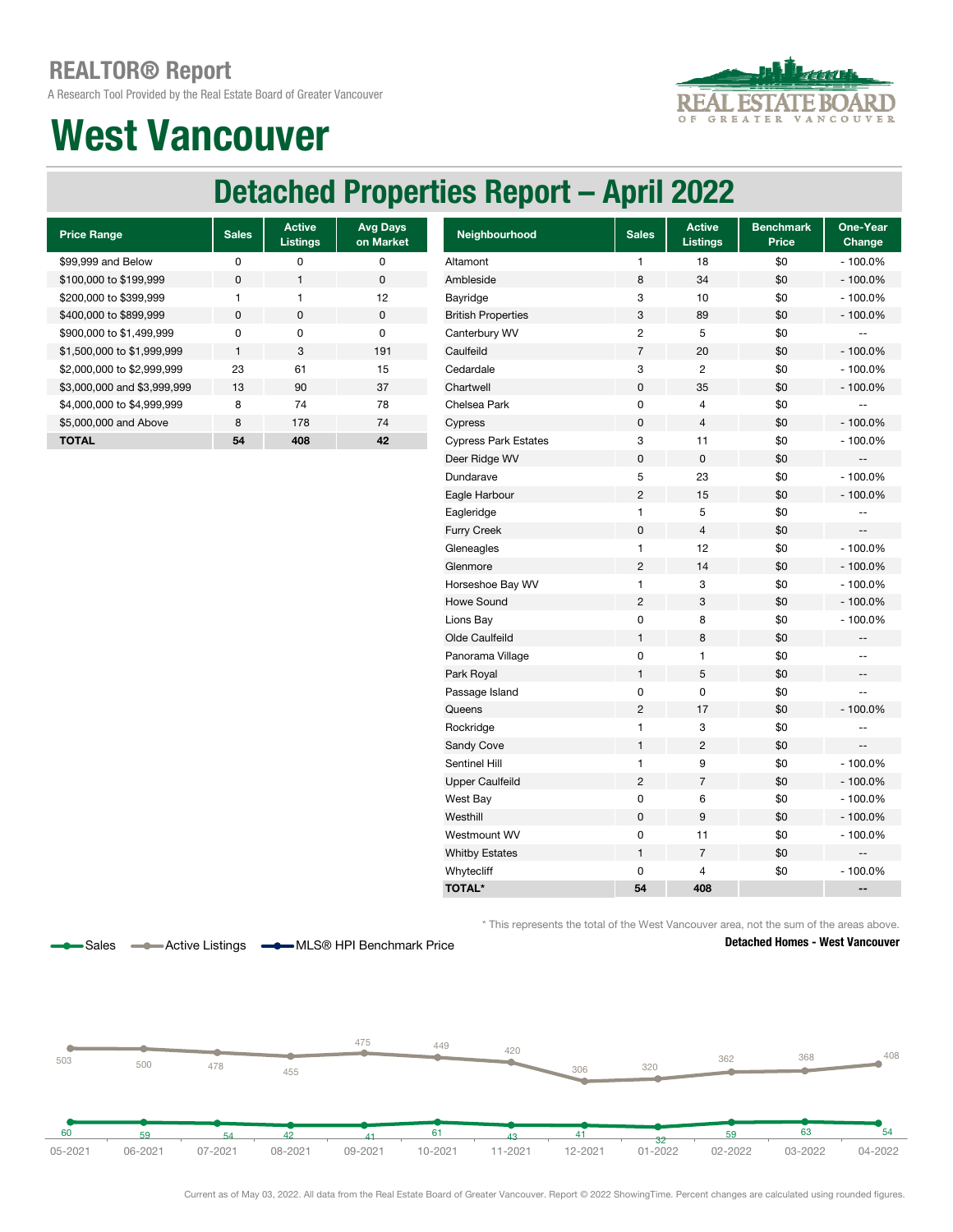# REALTOR® Report

A Research Tool Provided by the Real Estate Board of Greater Vancouver

# West Vancouver

## Detached Properties Report – April 2022

| Price Range | Sales | Active Listings | Avg Days on Market |
|---|---|---|---|
| $99,999 and Below | 0 | 0 | 0 |
| $100,000 to $199,999 | 0 | 1 | 0 |
| $200,000 to $399,999 | 1 | 1 | 12 |
| $400,000 to $899,999 | 0 | 0 | 0 |
| $900,000 to $1,499,999 | 0 | 0 | 0 |
| $1,500,000 to $1,999,999 | 1 | 3 | 191 |
| $2,000,000 to $2,999,999 | 23 | 61 | 15 |
| $3,000,000 and $3,999,999 | 13 | 90 | 37 |
| $4,000,000 to $4,999,999 | 8 | 74 | 78 |
| $5,000,000 and Above | 8 | 178 | 74 |
| **TOTAL** | **54** | **408** | **42** |

| Neighbourhood | Sales | Active Listings | Benchmark Price | One-Year Change |
|---|---|---|---|---|
| Altamont | 1 | 18 | $0 | - 100.0% |
| Ambleside | 8 | 34 | $0 | - 100.0% |
| Bayridge | 3 | 10 | $0 | - 100.0% |
| British Properties | 3 | 89 | $0 | - 100.0% |
| Canterbury WV | 2 | 5 | $0 | -- |
| Caulfeild | 7 | 20 | $0 | - 100.0% |
| Cedardale | 3 | 2 | $0 | - 100.0% |
| Chartwell | 0 | 35 | $0 | - 100.0% |
| Chelsea Park | 0 | 4 | $0 | -- |
| Cypress | 0 | 4 | $0 | - 100.0% |
| Cypress Park Estates | 3 | 11 | $0 | - 100.0% |
| Deer Ridge WV | 0 | 0 | $0 | -- |
| Dundarave | 5 | 23 | $0 | - 100.0% |
| Eagle Harbour | 2 | 15 | $0 | - 100.0% |
| Eagleridge | 1 | 5 | $0 | -- |
| Furry Creek | 0 | 4 | $0 | -- |
| Gleneagles | 1 | 12 | $0 | - 100.0% |
| Glenmore | 2 | 14 | $0 | - 100.0% |
| Horseshoe Bay WV | 1 | 3 | $0 | - 100.0% |
| Howe Sound | 2 | 3 | $0 | - 100.0% |
| Lions Bay | 0 | 8 | $0 | - 100.0% |
| Olde Caulfeild | 1 | 8 | $0 | -- |
| Panorama Village | 0 | 1 | $0 | -- |
| Park Royal | 1 | 5 | $0 | -- |
| Passage Island | 0 | 0 | $0 | -- |
| Queens | 2 | 17 | $0 | - 100.0% |
| Rockridge | 1 | 3 | $0 | -- |
| Sandy Cove | 1 | 2 | $0 | -- |
| Sentinel Hill | 1 | 9 | $0 | - 100.0% |
| Upper Caulfeild | 2 | 7 | $0 | - 100.0% |
| West Bay | 0 | 6 | $0 | - 100.0% |
| Westhill | 0 | 9 | $0 | - 100.0% |
| Westmount WV | 0 | 11 | $0 | - 100.0% |
| Whitby Estates | 1 | 7 | $0 | -- |
| Whytecliff | 0 | 4 | $0 | - 100.0% |
| **TOTAL*** | **54** | **408** | | **--** |

\* This represents the total of the West Vancouver area, not the sum of the areas above.

**Detached Homes - West Vancouver**

Sales — Active Listings — MLS® HPI Benchmark Price

| Month | Sales | Active Listings |
|---|---|---|
| 05-2021 | 60 | 503 |
| 06-2021 | 59 | 500 |
| 07-2021 | 54 | 478 |
| 08-2021 | 42 | 455 |
| 09-2021 | 41 | 475 |
| 10-2021 | 61 | 449 |
| 11-2021 | 43 | 420 |
| 12-2021 | 41 | 306 |
| 01-2022 | 32 | 320 |
| 02-2022 | 59 | 362 |
| 03-2022 | 63 | 368 |
| 04-2022 | 54 | 408 |

Current as of May 03, 2022. All data from the Real Estate Board of Greater Vancouver. Report © 2022 ShowingTime. Percent changes are calculated using rounded figures.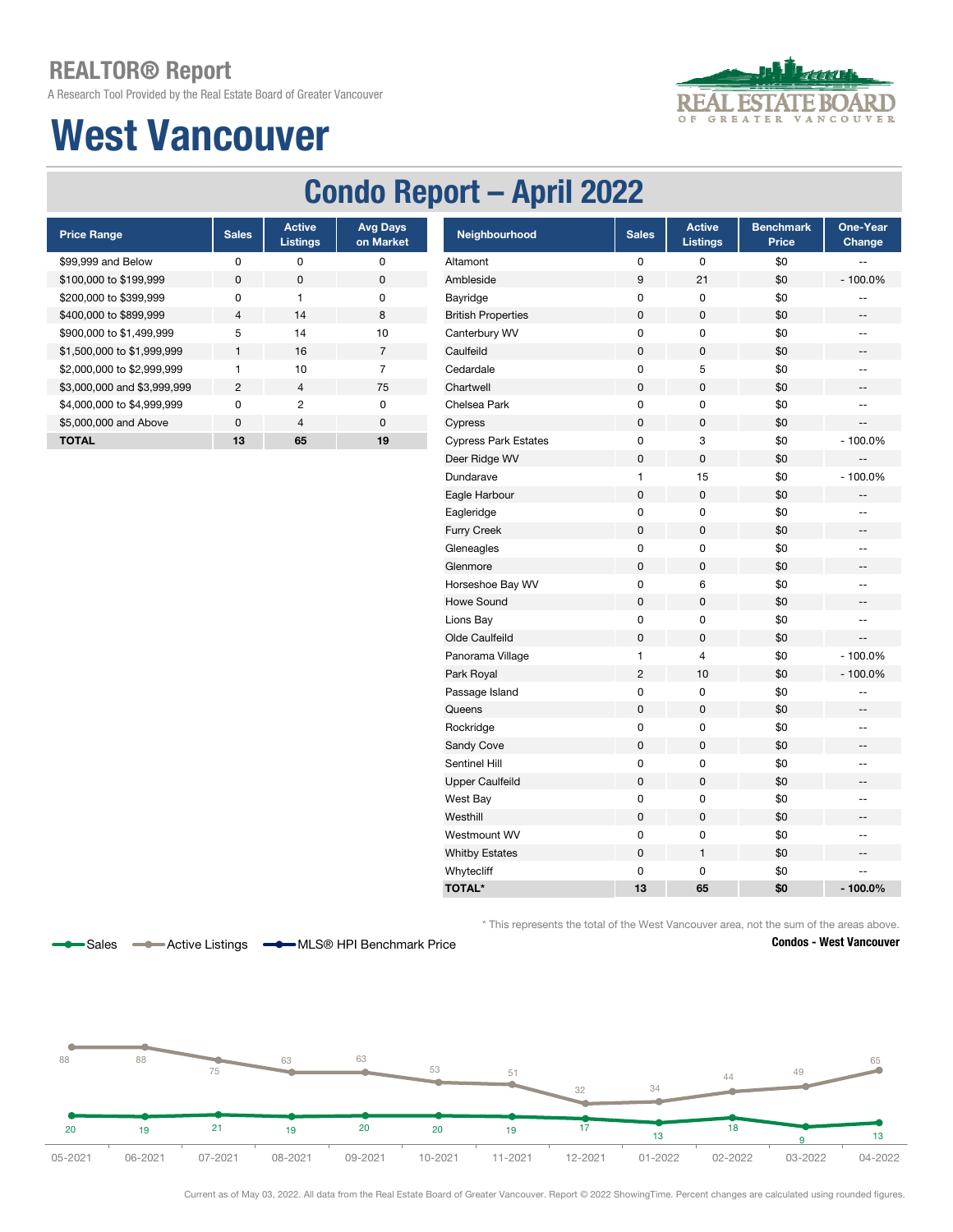## REALTOR® Report

A Research Tool Provided by the Real Estate Board of Greater Vancouver

# West Vancouver

## Condo Report – April 2022

| Price Range | Sales | Active Listings | Avg Days on Market |
|---|---|---|---|
| $99,999 and Below | 0 | 0 | 0 |
| $100,000 to $199,999 | 0 | 0 | 0 |
| $200,000 to $399,999 | 0 | 1 | 0 |
| $400,000 to $899,999 | 4 | 14 | 8 |
| $900,000 to $1,499,999 | 5 | 14 | 10 |
| $1,500,000 to $1,999,999 | 1 | 16 | 7 |
| $2,000,000 to $2,999,999 | 1 | 10 | 7 |
| $3,000,000 and $3,999,999 | 2 | 4 | 75 |
| $4,000,000 to $4,999,999 | 0 | 2 | 0 |
| $5,000,000 and Above | 0 | 4 | 0 |
| **TOTAL** | **13** | **65** | **19** |

| Neighbourhood | Sales | Active Listings | Benchmark Price | One-Year Change |
|---|---|---|---|---|
| Altamont | 0 | 0 | $0 | -- |
| Ambleside | 9 | 21 | $0 | - 100.0% |
| Bayridge | 0 | 0 | $0 | -- |
| British Properties | 0 | 0 | $0 | -- |
| Canterbury WV | 0 | 0 | $0 | -- |
| Caulfeild | 0 | 0 | $0 | -- |
| Cedardale | 0 | 5 | $0 | -- |
| Chartwell | 0 | 0 | $0 | -- |
| Chelsea Park | 0 | 0 | $0 | -- |
| Cypress | 0 | 0 | $0 | -- |
| Cypress Park Estates | 0 | 3 | $0 | - 100.0% |
| Deer Ridge WV | 0 | 0 | $0 | -- |
| Dundarave | 1 | 15 | $0 | - 100.0% |
| Eagle Harbour | 0 | 0 | $0 | -- |
| Eagleridge | 0 | 0 | $0 | -- |
| Furry Creek | 0 | 0 | $0 | -- |
| Gleneagles | 0 | 0 | $0 | -- |
| Glenmore | 0 | 0 | $0 | -- |
| Horseshoe Bay WV | 0 | 6 | $0 | -- |
| Howe Sound | 0 | 0 | $0 | -- |
| Lions Bay | 0 | 0 | $0 | -- |
| Olde Caulfeild | 0 | 0 | $0 | -- |
| Panorama Village | 1 | 4 | $0 | - 100.0% |
| Park Royal | 2 | 10 | $0 | - 100.0% |
| Passage Island | 0 | 0 | $0 | -- |
| Queens | 0 | 0 | $0 | -- |
| Rockridge | 0 | 0 | $0 | -- |
| Sandy Cove | 0 | 0 | $0 | -- |
| Sentinel Hill | 0 | 0 | $0 | -- |
| Upper Caulfeild | 0 | 0 | $0 | -- |
| West Bay | 0 | 0 | $0 | -- |
| Westhill | 0 | 0 | $0 | -- |
| Westmount WV | 0 | 0 | $0 | -- |
| Whitby Estates | 0 | 1 | $0 | -- |
| Whytecliff | 0 | 0 | $0 | -- |
| **TOTAL*** | **13** | **65** | **$0** | **- 100.0%** |

* This represents the total of the West Vancouver area, not the sum of the areas above.

**Condos - West Vancouver**

Sales — Active Listings — MLS® HPI Benchmark Price

| Month | 05-2021 | 06-2021 | 07-2021 | 08-2021 | 09-2021 | 10-2021 | 11-2021 | 12-2021 | 01-2022 | 02-2022 | 03-2022 | 04-2022 |
|---|---|---|---|---|---|---|---|---|---|---|---|---|
| Active Listings | 88 | 88 | 75 | 63 | 63 | 53 | 51 | 32 | 34 | 44 | 49 | 65 |
| Sales | 20 | 19 | 21 | 19 | 20 | 20 | 19 | 17 | 13 | 18 | 9 | 13 |

Current as of May 03, 2022. All data from the Real Estate Board of Greater Vancouver. Report © 2022 ShowingTime. Percent changes are calculated using rounded figures.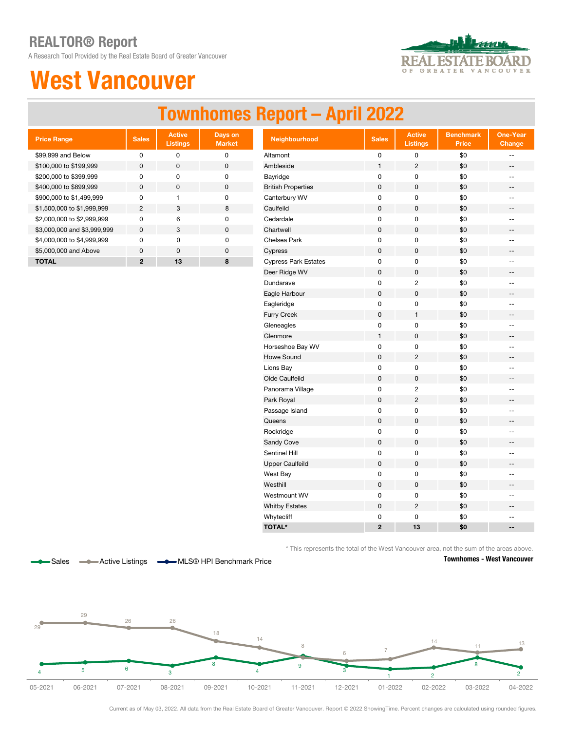# REALTOR® Report

A Research Tool Provided by the Real Estate Board of Greater Vancouver

# West Vancouver

## Townhomes Report – April 2022

| Price Range | Sales | Active Listings | Days on Market |
|---|---|---|---|
| $99,999 and Below | 0 | 0 | 0 |
| $100,000 to $199,999 | 0 | 0 | 0 |
| $200,000 to $399,999 | 0 | 0 | 0 |
| $400,000 to $899,999 | 0 | 0 | 0 |
| $900,000 to $1,499,999 | 0 | 1 | 0 |
| $1,500,000 to $1,999,999 | 2 | 3 | 8 |
| $2,000,000 to $2,999,999 | 0 | 6 | 0 |
| $3,000,000 and $3,999,999 | 0 | 3 | 0 |
| $4,000,000 to $4,999,999 | 0 | 0 | 0 |
| $5,000,000 and Above | 0 | 0 | 0 |
| **TOTAL** | **2** | **13** | **8** |

| Neighbourhood | Sales | Active Listings | Benchmark Price | One-Year Change |
|---|---|---|---|---|
| Altamont | 0 | 0 | $0 | -- |
| Ambleside | 1 | 2 | $0 | -- |
| Bayridge | 0 | 0 | $0 | -- |
| British Properties | 0 | 0 | $0 | -- |
| Canterbury WV | 0 | 0 | $0 | -- |
| Caulfeild | 0 | 0 | $0 | -- |
| Cedardale | 0 | 0 | $0 | -- |
| Chartwell | 0 | 0 | $0 | -- |
| Chelsea Park | 0 | 0 | $0 | -- |
| Cypress | 0 | 0 | $0 | -- |
| Cypress Park Estates | 0 | 0 | $0 | -- |
| Deer Ridge WV | 0 | 0 | $0 | -- |
| Dundarave | 0 | 2 | $0 | -- |
| Eagle Harbour | 0 | 0 | $0 | -- |
| Eagleridge | 0 | 0 | $0 | -- |
| Furry Creek | 0 | 1 | $0 | -- |
| Gleneagles | 0 | 0 | $0 | -- |
| Glenmore | 1 | 0 | $0 | -- |
| Horseshoe Bay WV | 0 | 0 | $0 | -- |
| Howe Sound | 0 | 2 | $0 | -- |
| Lions Bay | 0 | 0 | $0 | -- |
| Olde Caulfeild | 0 | 0 | $0 | -- |
| Panorama Village | 0 | 2 | $0 | -- |
| Park Royal | 0 | 2 | $0 | -- |
| Passage Island | 0 | 0 | $0 | -- |
| Queens | 0 | 0 | $0 | -- |
| Rockridge | 0 | 0 | $0 | -- |
| Sandy Cove | 0 | 0 | $0 | -- |
| Sentinel Hill | 0 | 0 | $0 | -- |
| Upper Caulfeild | 0 | 0 | $0 | -- |
| West Bay | 0 | 0 | $0 | -- |
| Westhill | 0 | 0 | $0 | -- |
| Westmount WV | 0 | 0 | $0 | -- |
| Whitby Estates | 0 | 2 | $0 | -- |
| Whytecliff | 0 | 0 | $0 | -- |
| **TOTAL*** | **2** | **13** | **$0** | **--** |

* This represents the total of the West Vancouver area, not the sum of the areas above.

**Townhomes - West Vancouver**

Sales | Active Listings | MLS® HPI Benchmark Price

| Month | Sales | Active Listings |
|---|---|---|
| 05-2021 | 4 | 29 |
| 06-2021 | 5 | 29 |
| 07-2021 | 6 | 26 |
| 08-2021 | 3 | 26 |
| 09-2021 | 8 | 18 |
| 10-2021 | 4 | 14 |
| 11-2021 | 9 | 8 |
| 12-2021 | 3 | 6 |
| 01-2022 | 1 | 7 |
| 02-2022 | 2 | 14 |
| 03-2022 | 8 | 11 |
| 04-2022 | 2 | 13 |

Current as of May 03, 2022. All data from the Real Estate Board of Greater Vancouver. Report © 2022 ShowingTime. Percent changes are calculated using rounded figures.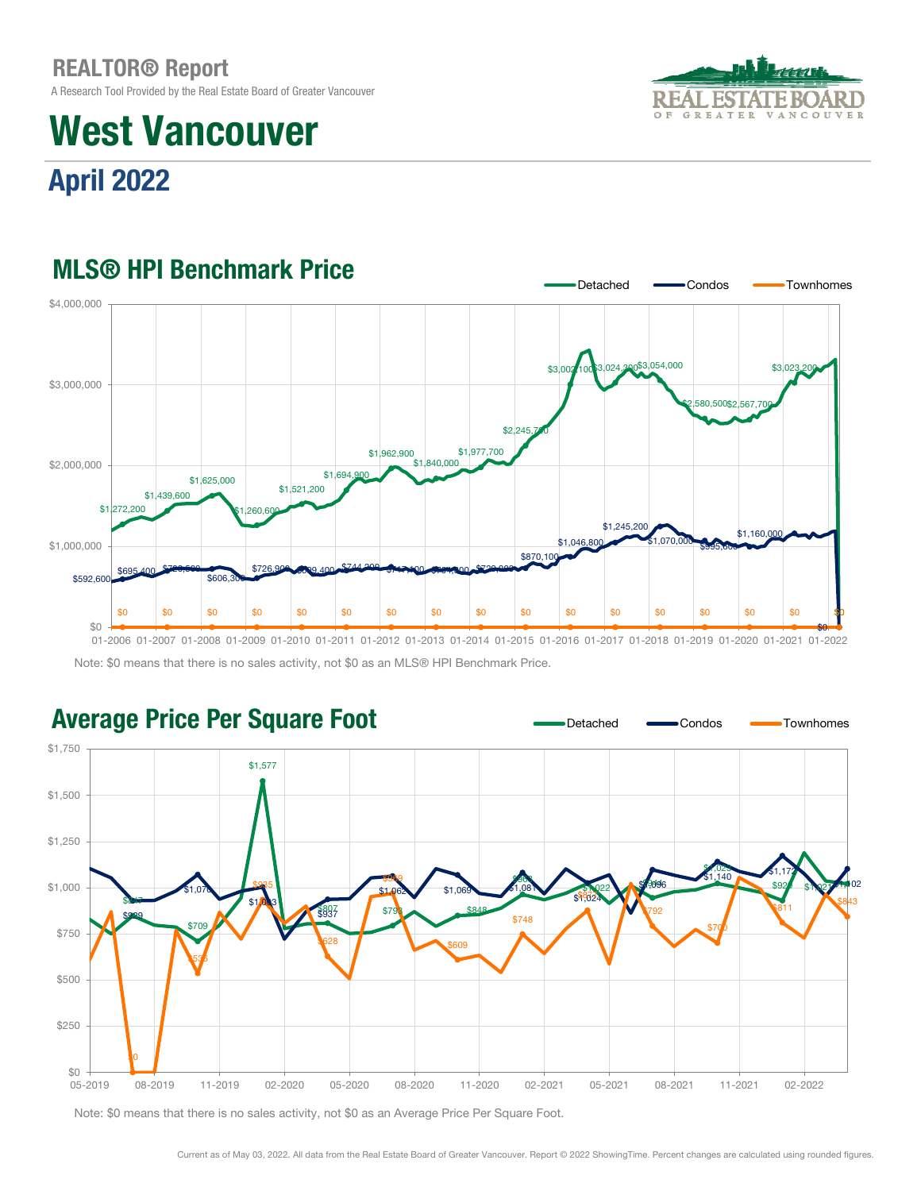REALTOR® Report

A Research Tool Provided by the Real Estate Board of Greater Vancouver

# West Vancouver

## April 2022

## MLS® HPI Benchmark Price

Detached
Condos
Townhomes

$4,000,000
$3,000,000
$2,000,000
$1,000,000
$0

01-2006 01-2007 01-2008 01-2009 01-2010 01-2011 01-2012 01-2013 01-2014 01-2015 01-2016 01-2017 01-2018 01-2019 01-2020 01-2021 01-2022

$1,272,200
$1,439,600
$1,625,000
$1,260,600
$1,521,200
$1,694,900
$1,962,900
$1,840,000
$1,977,700
$2,245,700
$3,002,100
$3,024,300
$3,054,000
$2,580,500
$2,567,700
$3,023,200
$592,600
$695,400
$606,300
$726,900
$744,200
$870,100
$1,046,800
$1,245,200
$1,070,000
$995,600
$1,160,000
$0

Note: $0 means that there is no sales activity, not $0 as an MLS® HPI Benchmark Price.

## Average Price Per Square Foot

Detached
Condos
Townhomes

$1,750
$1,500
$1,250
$1,000
$750
$500
$250
$0

05-2019 08-2019 11-2019 02-2020 05-2020 08-2020 11-2020 02-2021 05-2021 08-2021 11-2021 02-2022

$1,577
$1,076
$709
$1,003
$935
$807
$937
$628
$1,062
$798
$1,069
$848
$609
$1,081
$748
$1,022
$1,024
$792
$1,140
$700
$1,172
$926
$811
$1,021
$1,102
$843
$0

Note: $0 means that there is no sales activity, not $0 as an Average Price Per Square Foot.

Current as of May 03, 2022. All data from the Real Estate Board of Greater Vancouver. Report © 2022 ShowingTime. Percent changes are calculated using rounded figures.